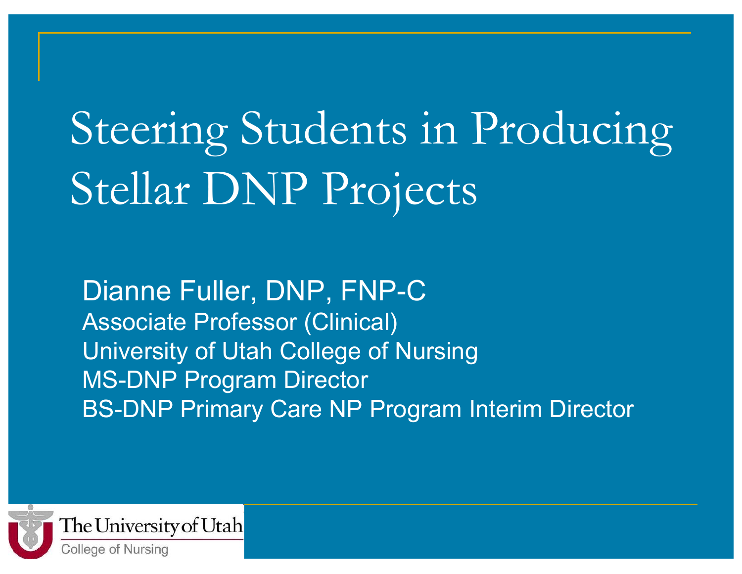# Steering Students in Producing Stellar DNP Projects

Dianne Fuller, DNP, FNP-C

Associate Professor (Clinical)

University of Utah College of Nursing

MS-DNP Program Director

BS-DNP Primary Care NP Program Interim Director

The University of Utah

College of Nursing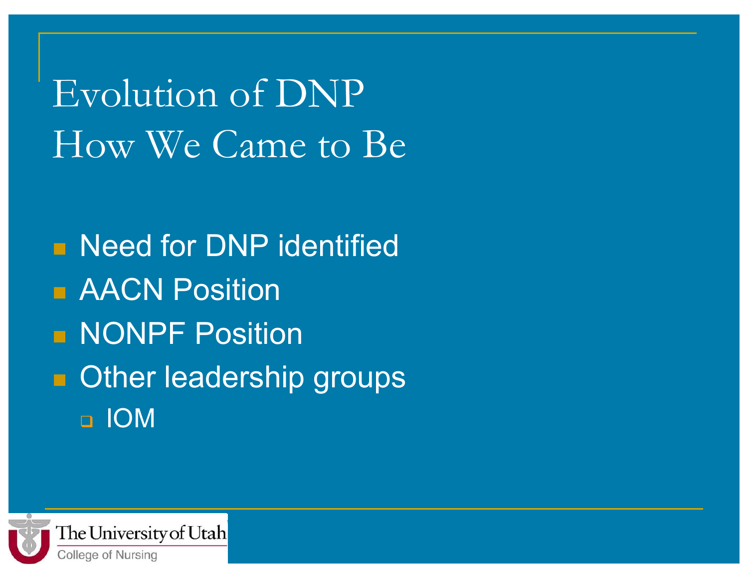# Evolution of DNP
## How We Came to Be

- Need for DNP identified
- AACN Position
- NONPF Position
- Other leadership groups
  - IOM

The University of Utah
College of Nursing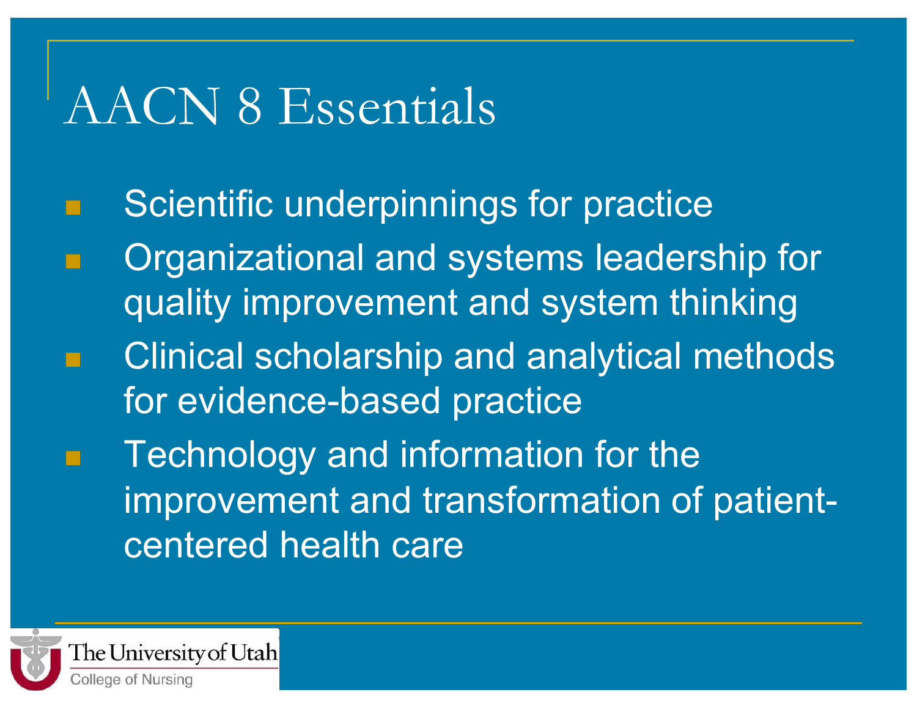# AACN 8 Essentials

- Scientific underpinnings for practice
- Organizational and systems leadership for quality improvement and system thinking
- Clinical scholarship and analytical methods for evidence-based practice
- Technology and information for the improvement and transformation of patient-centered health care

The University of Utah
College of Nursing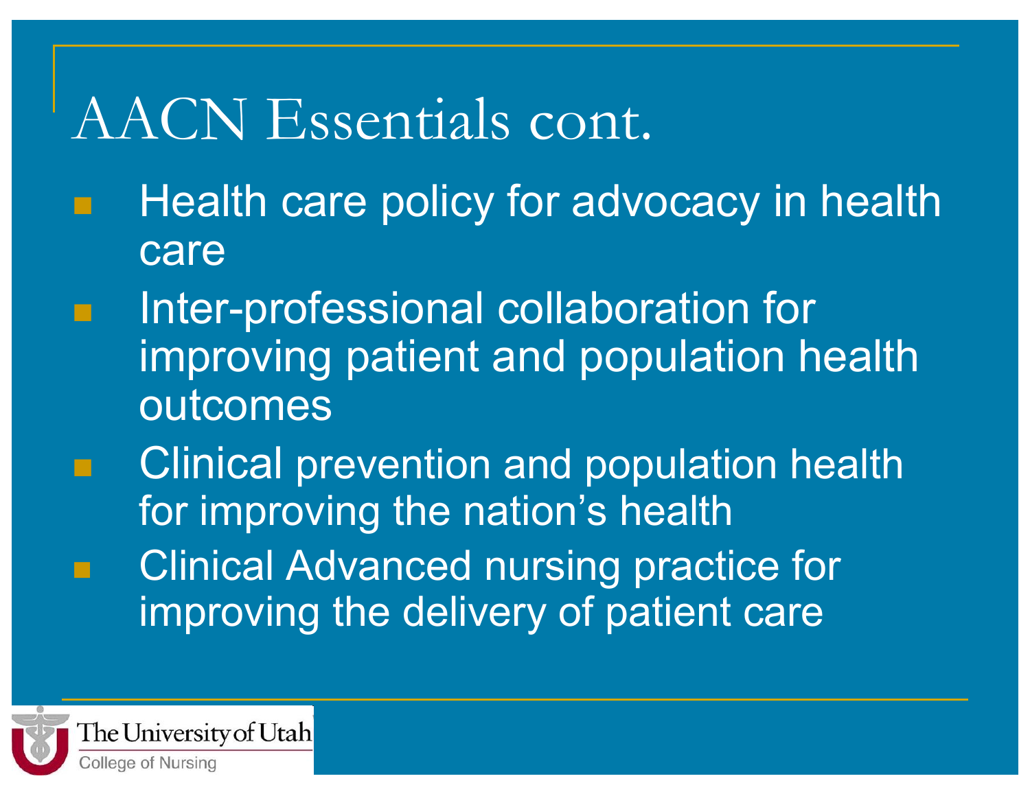# AACN Essentials cont.

- Health care policy for advocacy in health care
- Inter-professional collaboration for improving patient and population health outcomes
- Clinical prevention and population health for improving the nation's health
- Clinical Advanced nursing practice for improving the delivery of patient care

The University of Utah
College of Nursing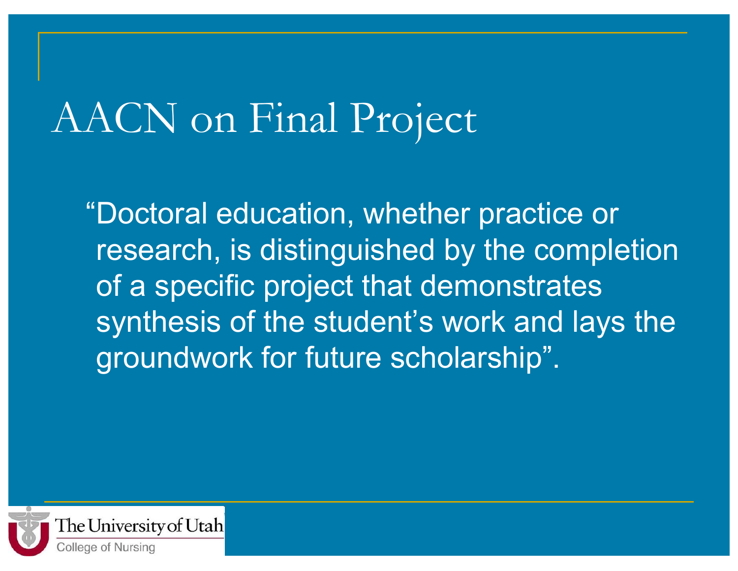# AACN on Final Project

"Doctoral education, whether practice or research, is distinguished by the completion of a specific project that demonstrates synthesis of the student's work and lays the groundwork for future scholarship".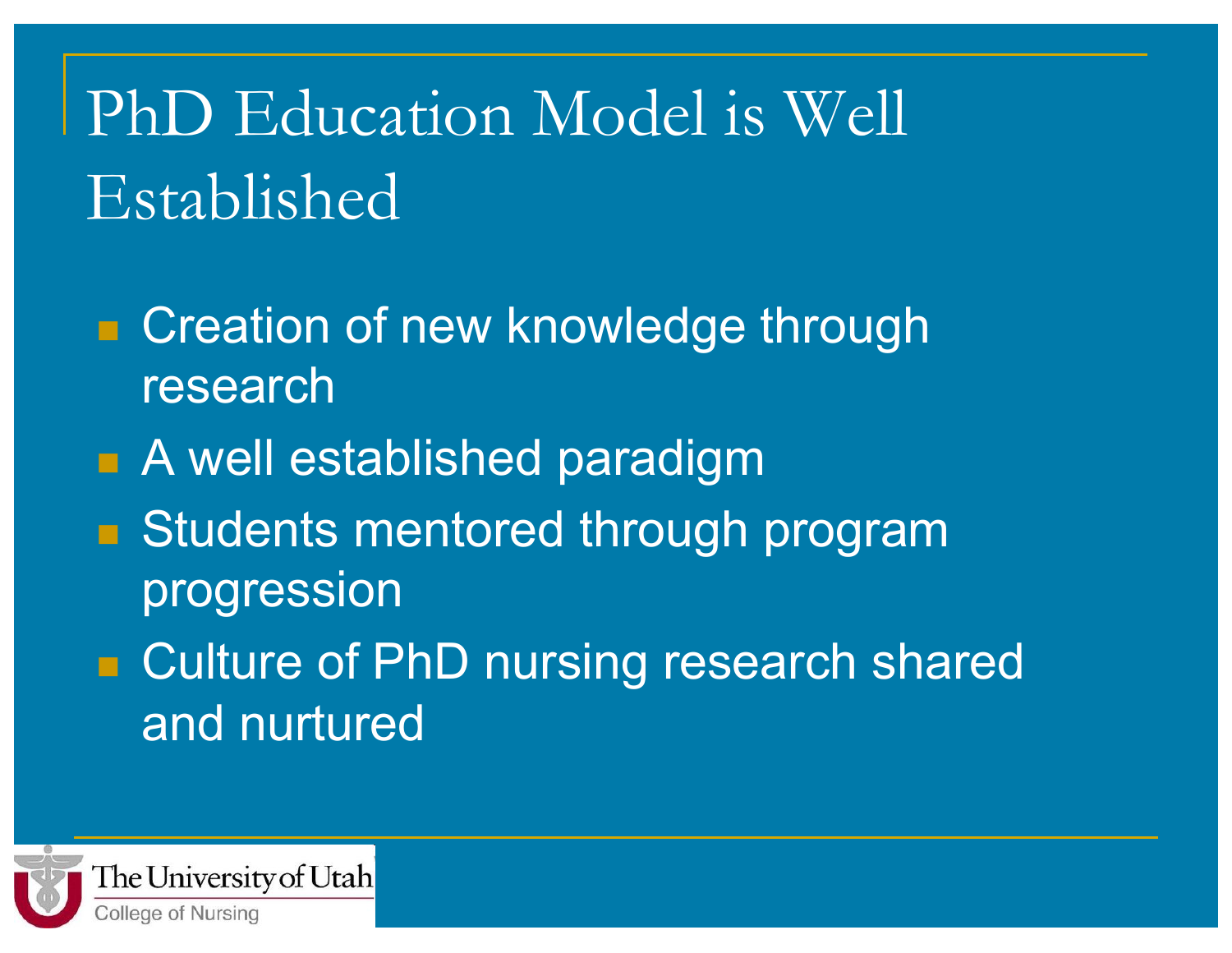# PhD Education Model is Well Established

- Creation of new knowledge through research
- A well established paradigm
- Students mentored through program progression
- Culture of PhD nursing research shared and nurtured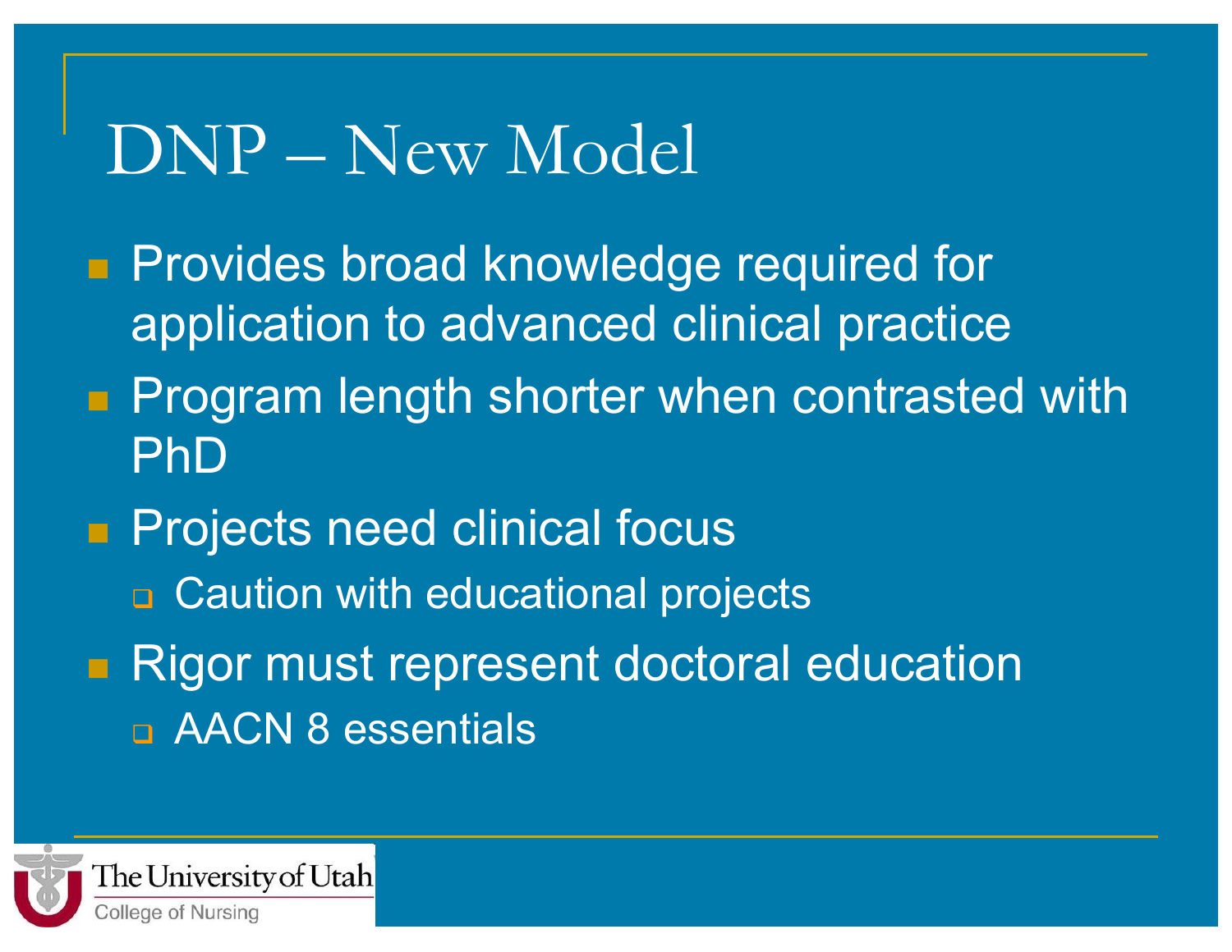# DNP – New Model

- Provides broad knowledge required for application to advanced clinical practice
- Program length shorter when contrasted with PhD
- Projects need clinical focus
  - Caution with educational projects
- Rigor must represent doctoral education
  - AACN 8 essentials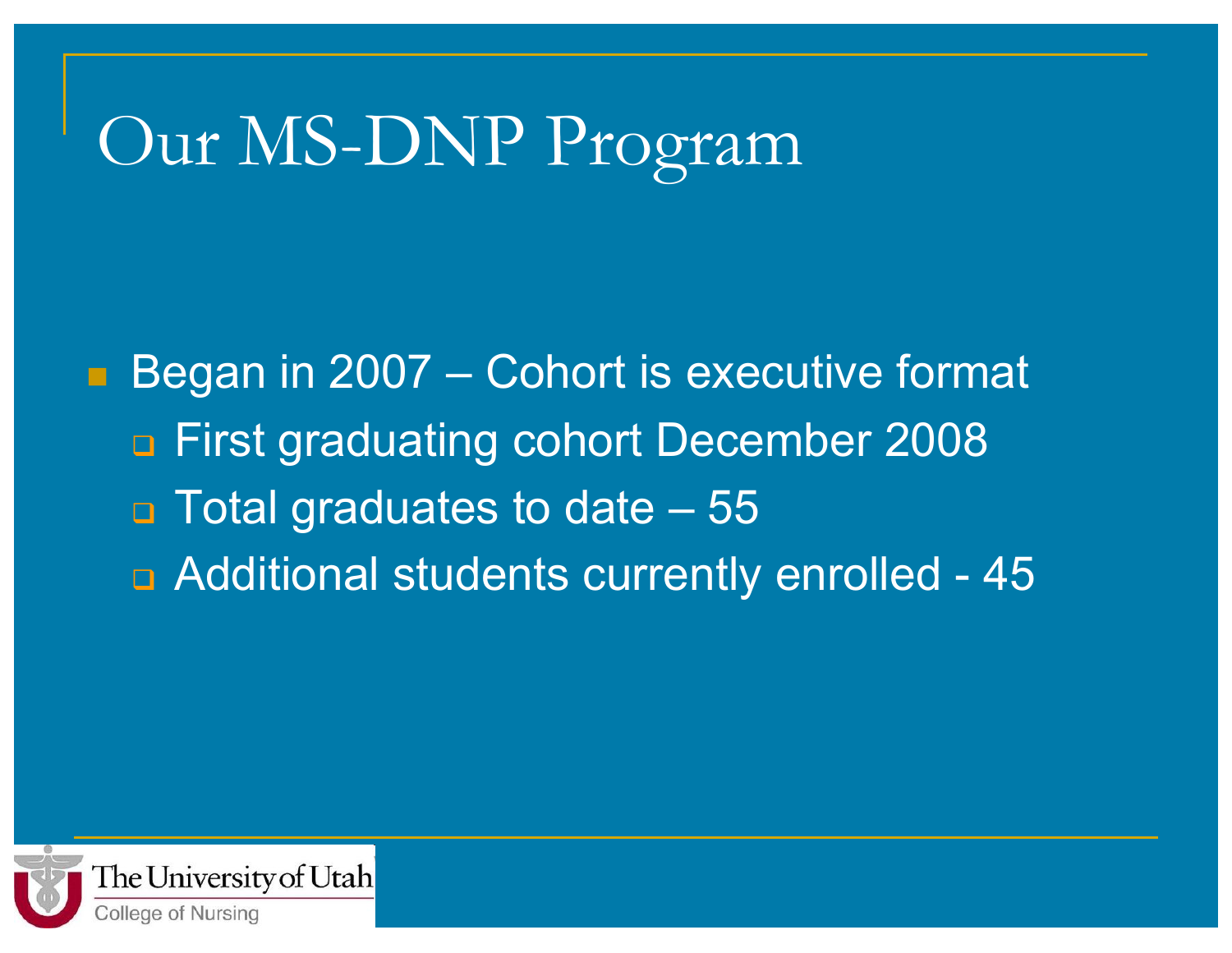# Our MS-DNP Program

- Began in 2007 – Cohort is executive format
  - First graduating cohort December 2008
  - Total graduates to date – 55
  - Additional students currently enrolled - 45

The University of Utah
College of Nursing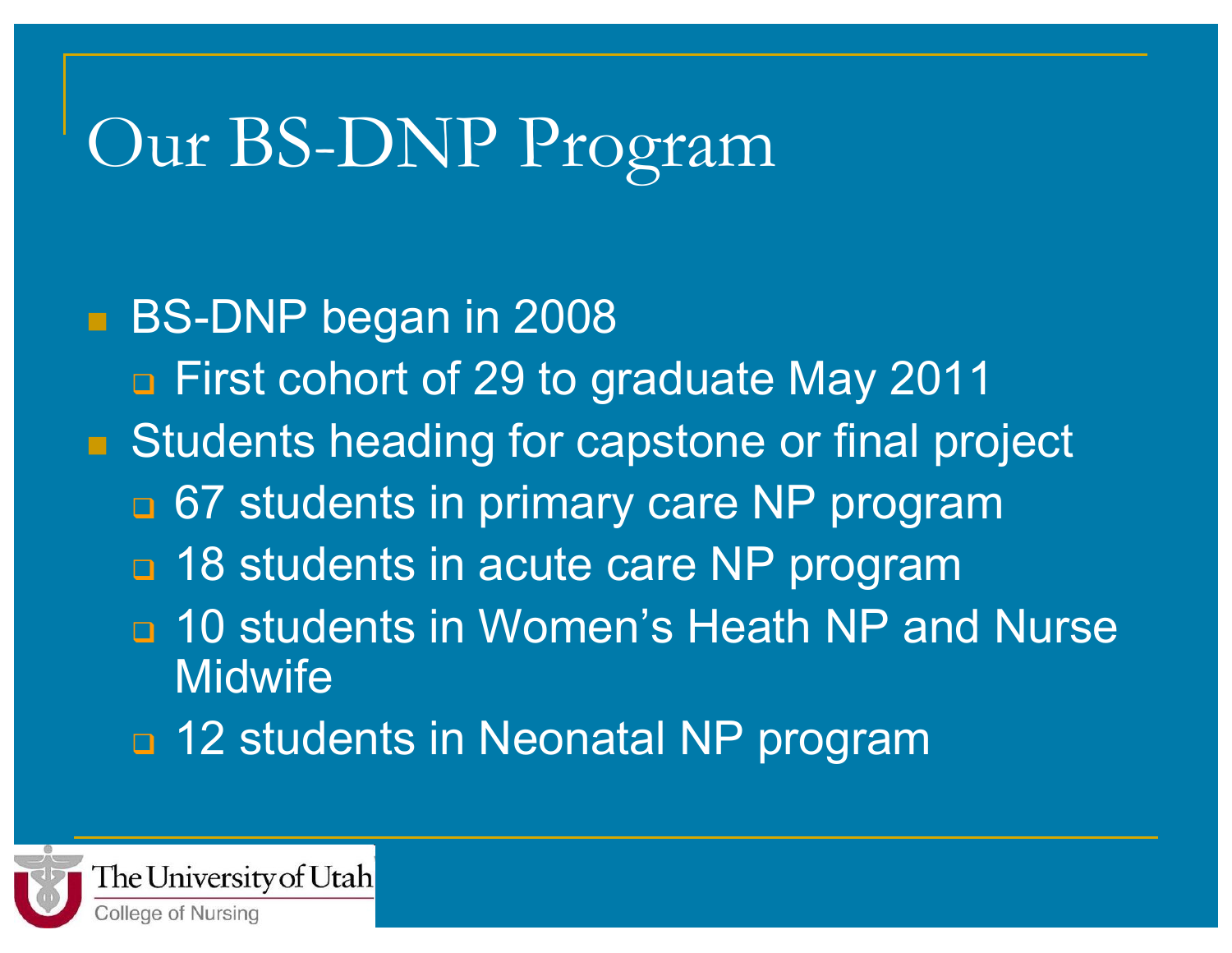# Our BS-DNP Program

- BS-DNP began in 2008
  - First cohort of 29 to graduate May 2011
- Students heading for capstone or final project
  - 67 students in primary care NP program
  - 18 students in acute care NP program
  - 10 students in Women's Heath NP and Nurse Midwife
  - 12 students in Neonatal NP program

The University of Utah
College of Nursing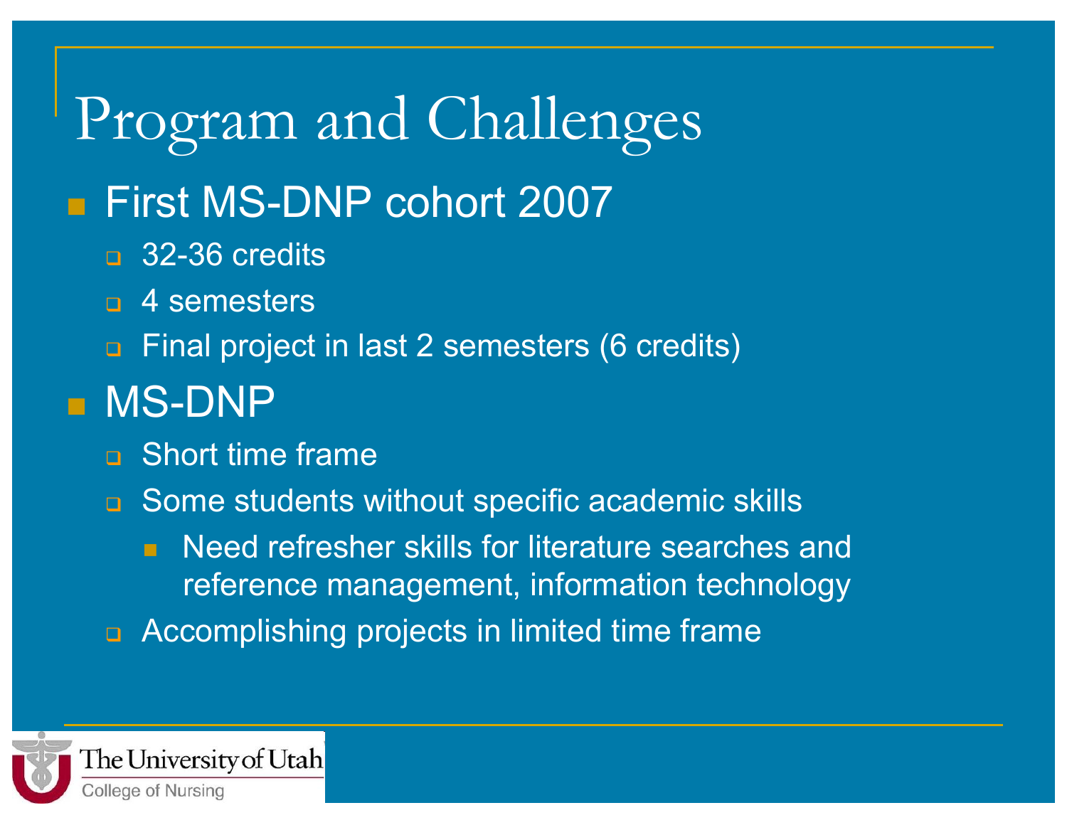# Program and Challenges

- First MS-DNP cohort 2007
  - 32-36 credits
  - 4 semesters
  - Final project in last 2 semesters (6 credits)
- MS-DNP
  - Short time frame
  - Some students without specific academic skills
    - Need refresher skills for literature searches and reference management, information technology
  - Accomplishing projects in limited time frame

The University of Utah
College of Nursing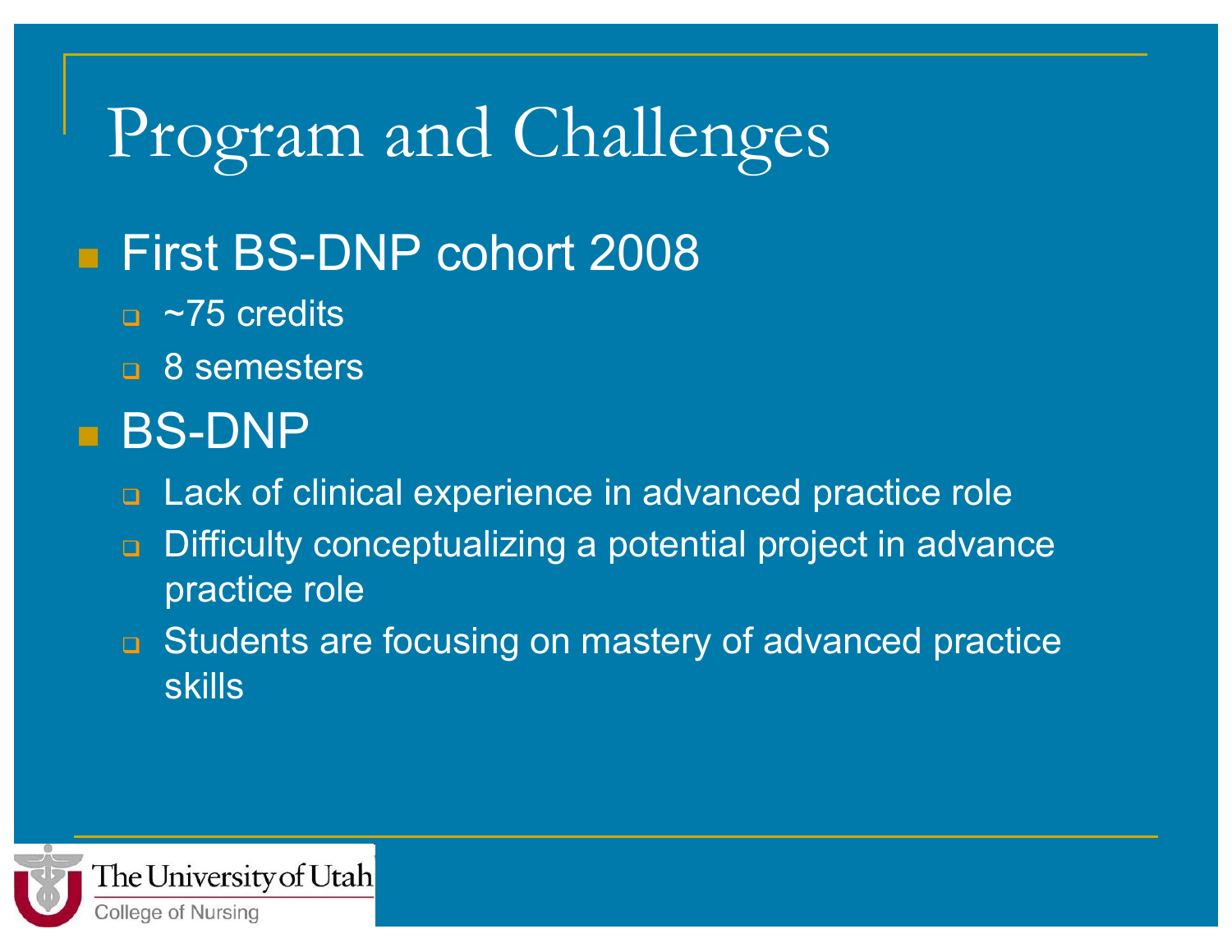# Program and Challenges

- First BS-DNP cohort 2008
  - ~75 credits
  - 8 semesters
- BS-DNP
  - Lack of clinical experience in advanced practice role
  - Difficulty conceptualizing a potential project in advance practice role
  - Students are focusing on mastery of advanced practice skills

The University of Utah
College of Nursing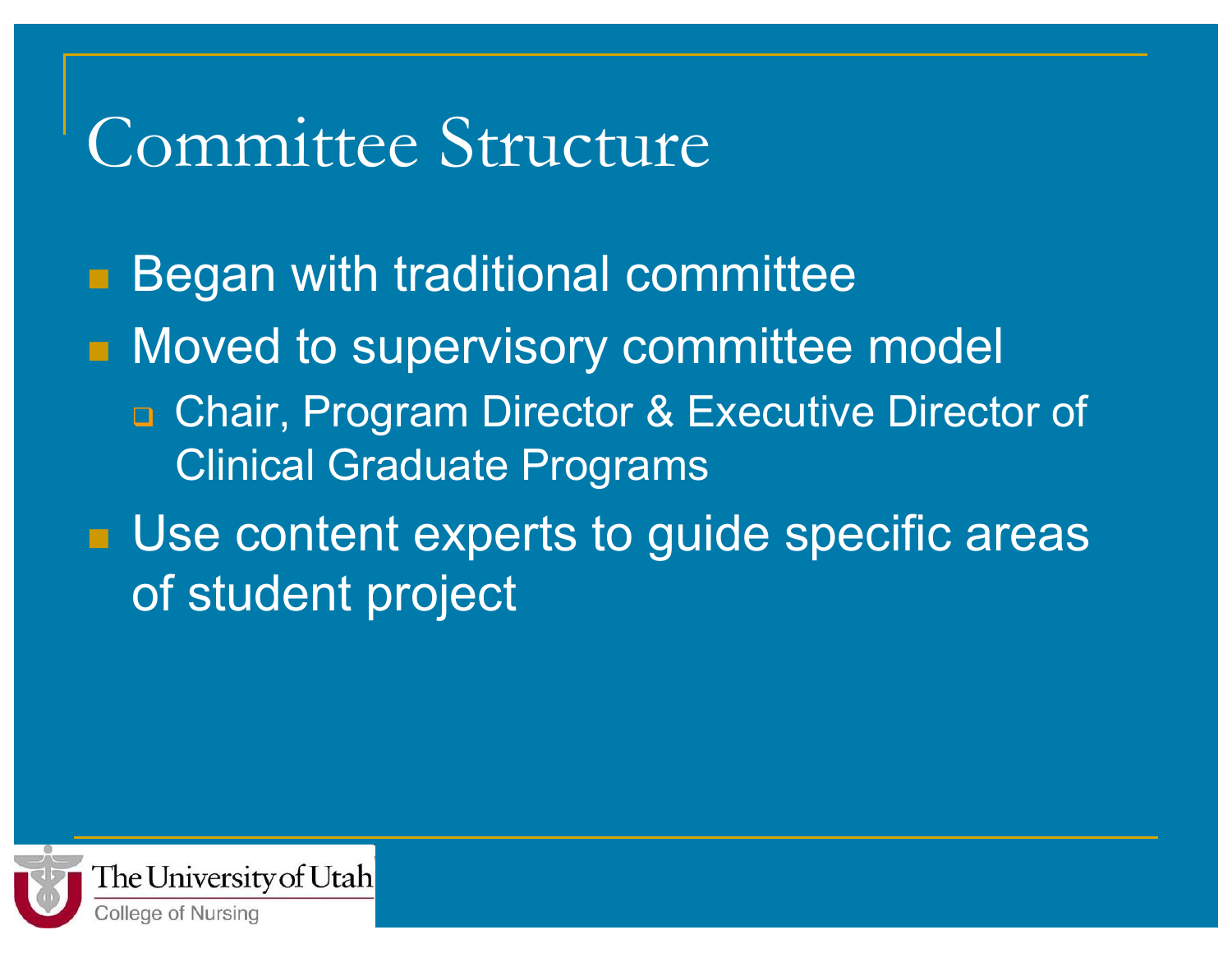# Committee Structure

- Began with traditional committee
- Moved to supervisory committee model
  - Chair, Program Director & Executive Director of Clinical Graduate Programs
- Use content experts to guide specific areas of student project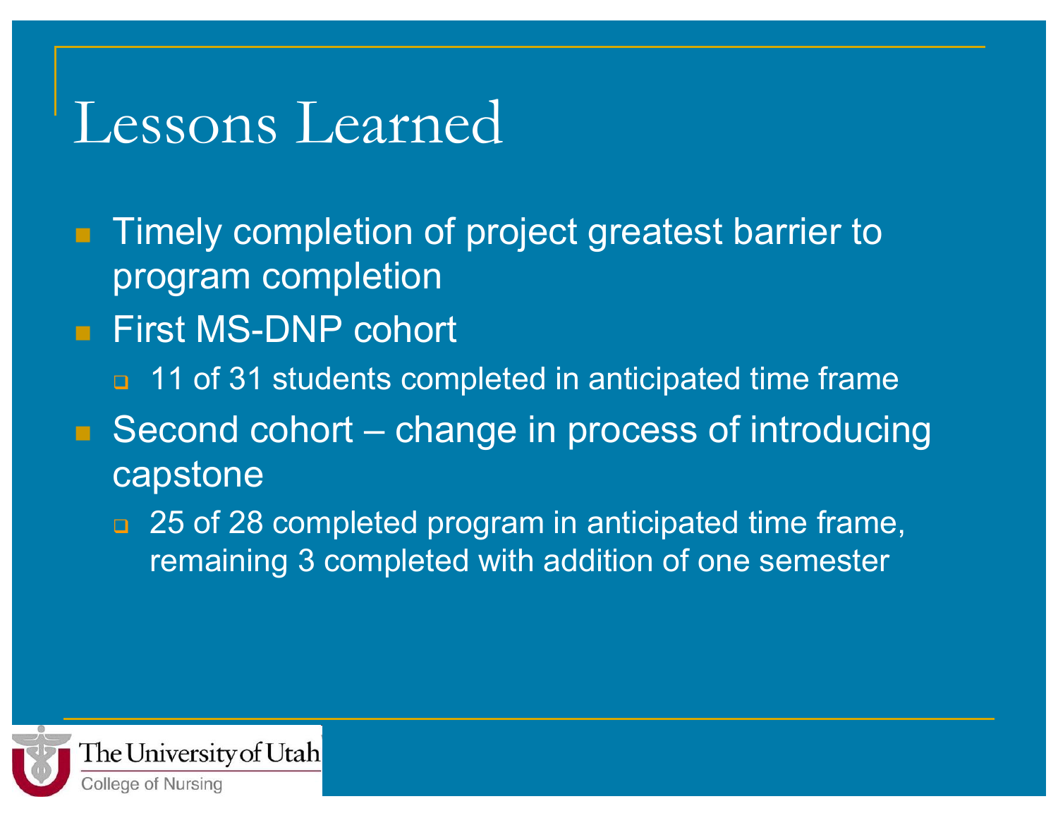# Lessons Learned

- Timely completion of project greatest barrier to program completion
- First MS-DNP cohort
  - 11 of 31 students completed in anticipated time frame
- Second cohort – change in process of introducing capstone
  - 25 of 28 completed program in anticipated time frame, remaining 3 completed with addition of one semester

The University of Utah
College of Nursing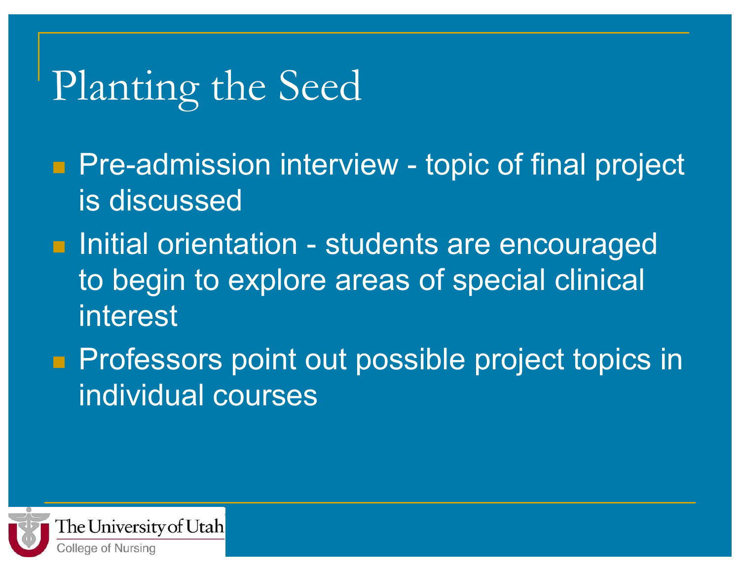# Planting the Seed

- Pre-admission interview - topic of final project is discussed
- Initial orientation - students are encouraged to begin to explore areas of special clinical interest
- Professors point out possible project topics in individual courses

The University of Utah
College of Nursing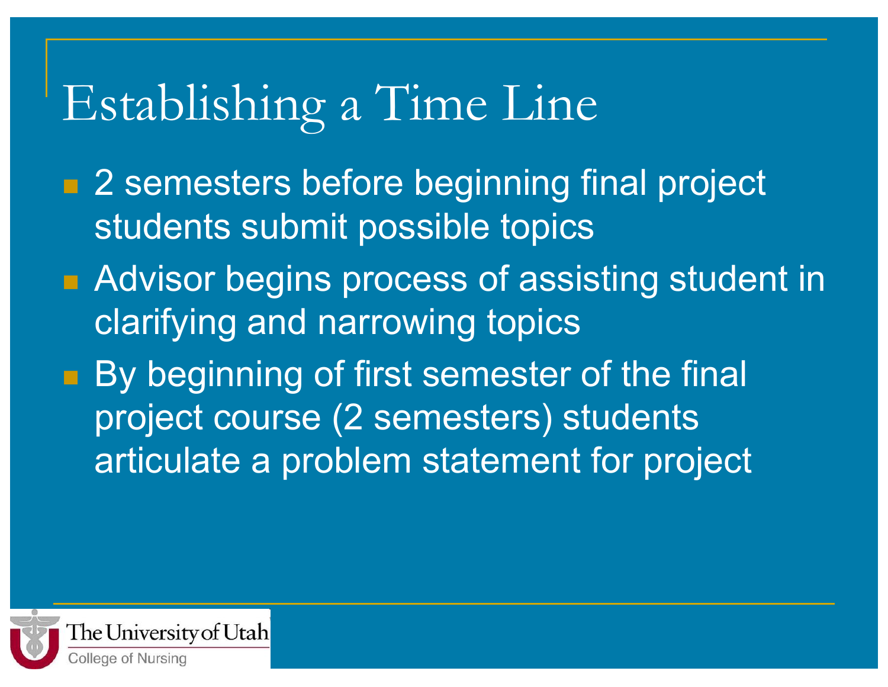# Establishing a Time Line

- 2 semesters before beginning final project students submit possible topics
- Advisor begins process of assisting student in clarifying and narrowing topics
- By beginning of first semester of the final project course (2 semesters) students articulate a problem statement for project

The University of Utah
College of Nursing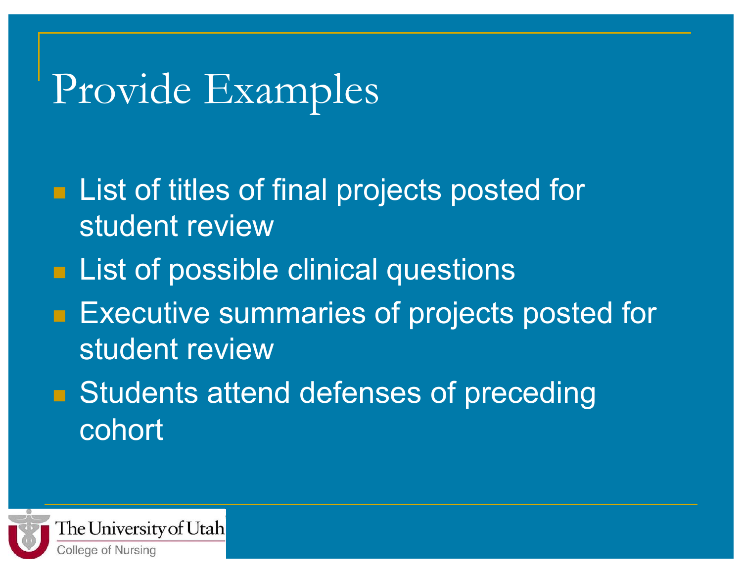# Provide Examples

- List of titles of final projects posted for student review
- List of possible clinical questions
- Executive summaries of projects posted for student review
- Students attend defenses of preceding cohort

The University of Utah
College of Nursing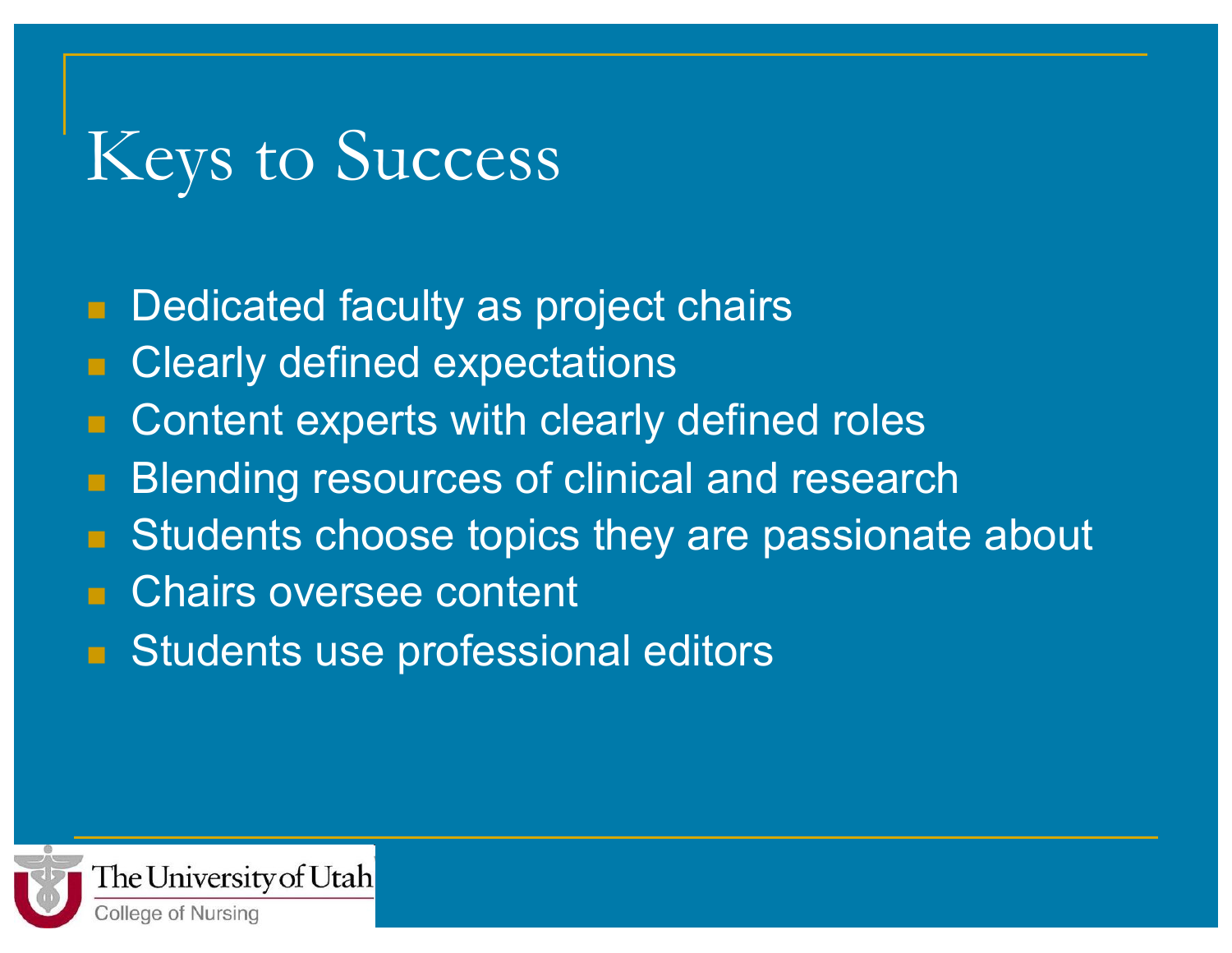# Keys to Success

- Dedicated faculty as project chairs
- Clearly defined expectations
- Content experts with clearly defined roles
- Blending resources of clinical and research
- Students choose topics they are passionate about
- Chairs oversee content
- Students use professional editors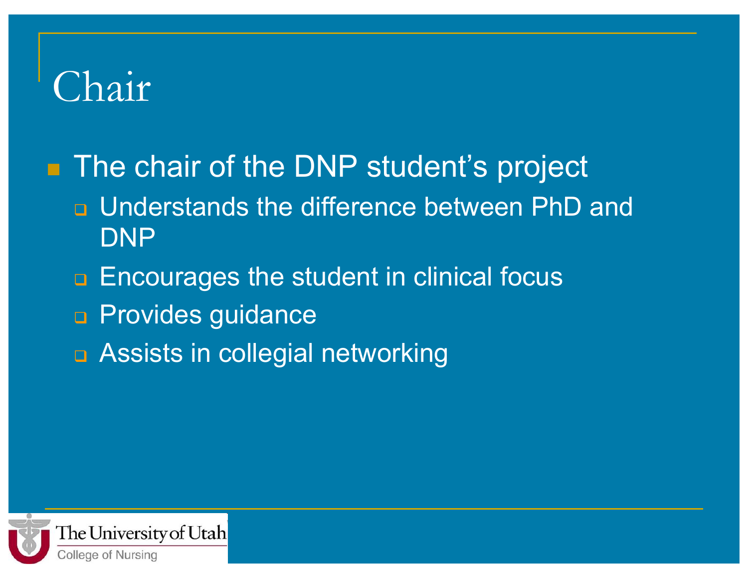# Chair

- The chair of the DNP student's project
  - Understands the difference between PhD and DNP
  - Encourages the student in clinical focus
  - Provides guidance
  - Assists in collegial networking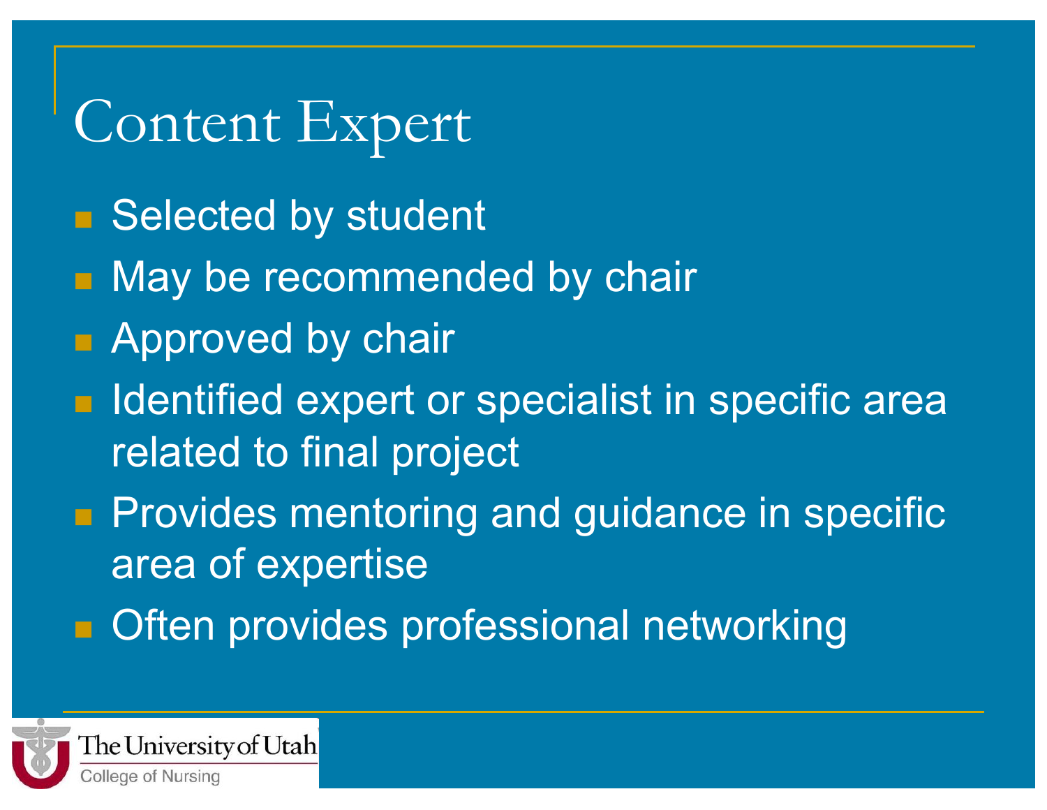# Content Expert

- Selected by student
- May be recommended by chair
- Approved by chair
- Identified expert or specialist in specific area related to final project
- Provides mentoring and guidance in specific area of expertise
- Often provides professional networking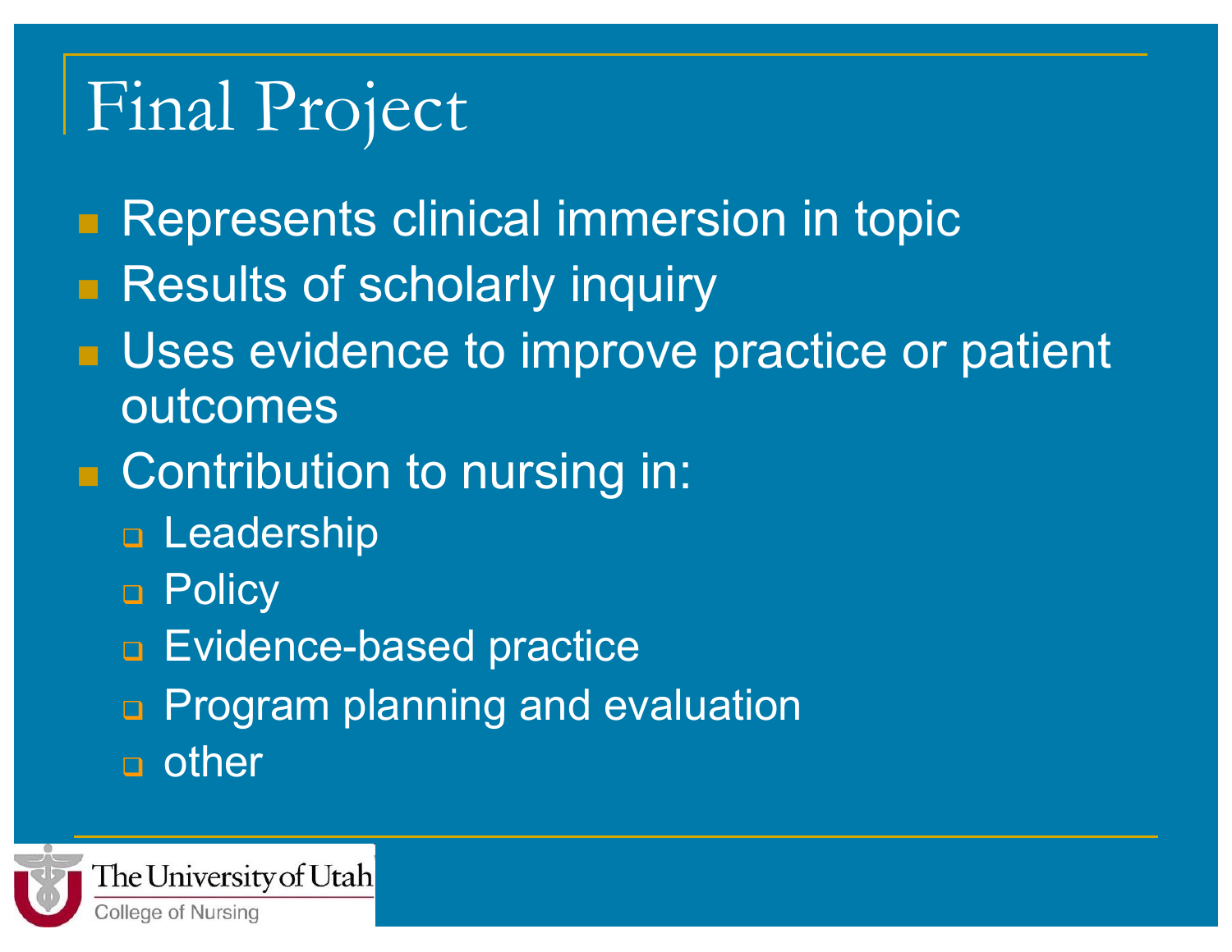# Final Project

- Represents clinical immersion in topic
- Results of scholarly inquiry
- Uses evidence to improve practice or patient outcomes
- Contribution to nursing in:
  - Leadership
  - Policy
  - Evidence-based practice
  - Program planning and evaluation
  - other

The University of Utah
College of Nursing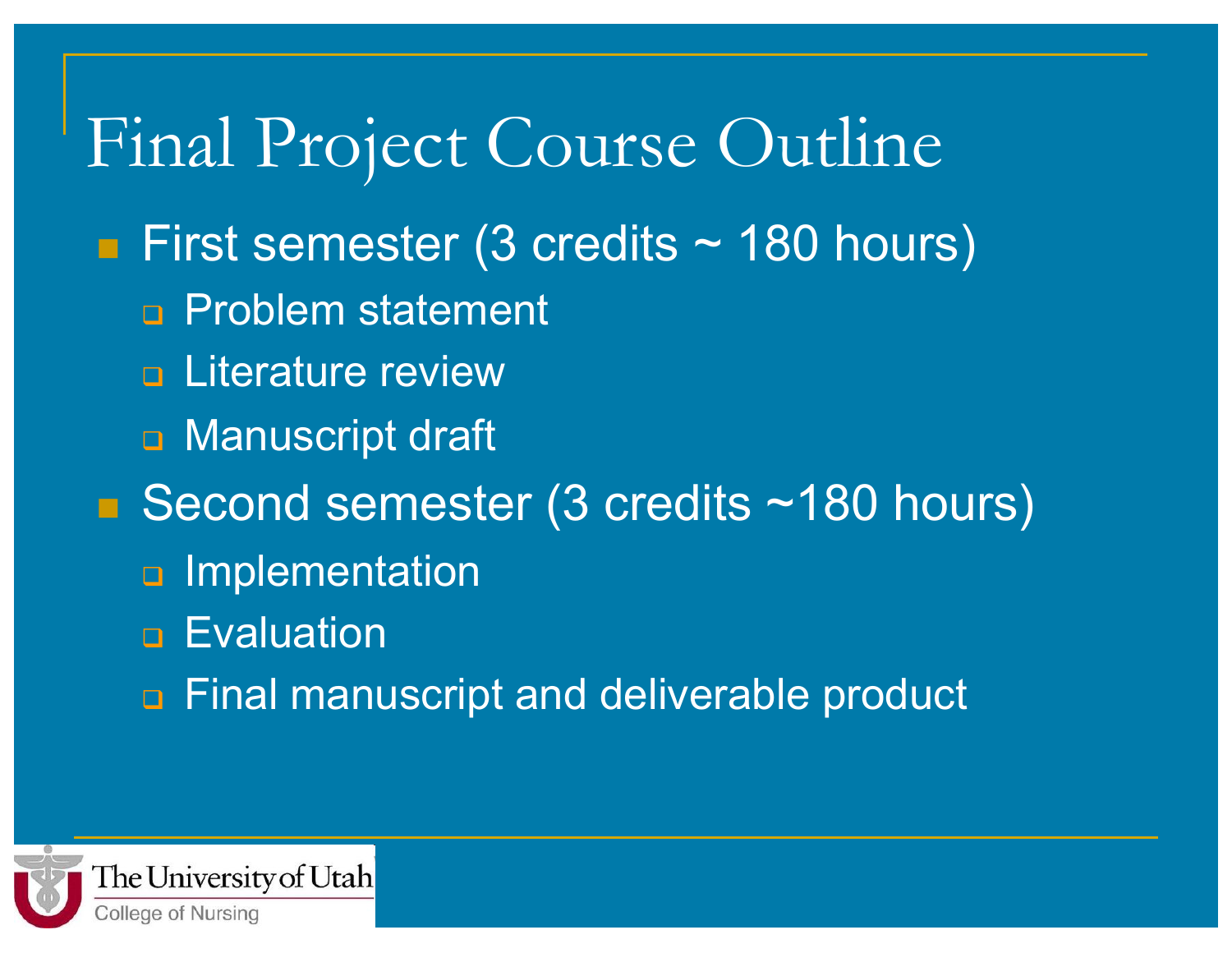# Final Project Course Outline

- First semester (3 credits ~ 180 hours)
  - Problem statement
  - Literature review
  - Manuscript draft
- Second semester (3 credits ~180 hours)
  - Implementation
  - Evaluation
  - Final manuscript and deliverable product

The University of Utah
College of Nursing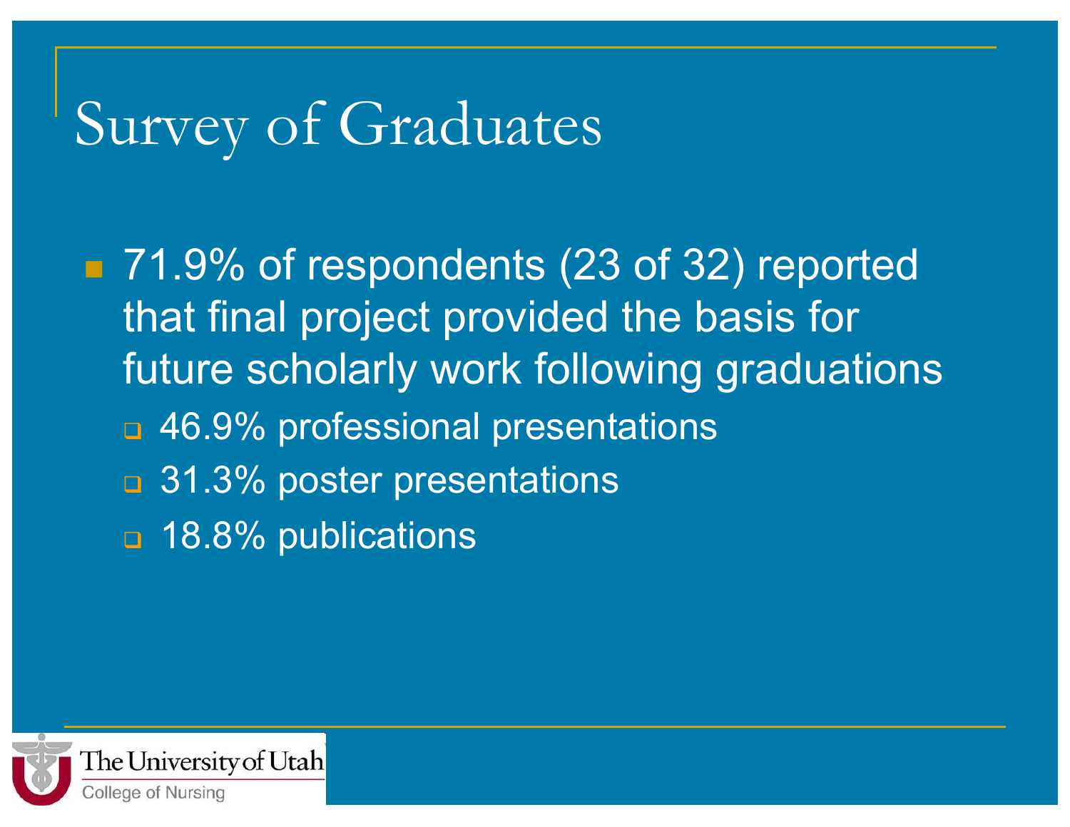# Survey of Graduates

- 71.9% of respondents (23 of 32) reported that final project provided the basis for future scholarly work following graduations
  - 46.9% professional presentations
  - 31.3% poster presentations
  - 18.8% publications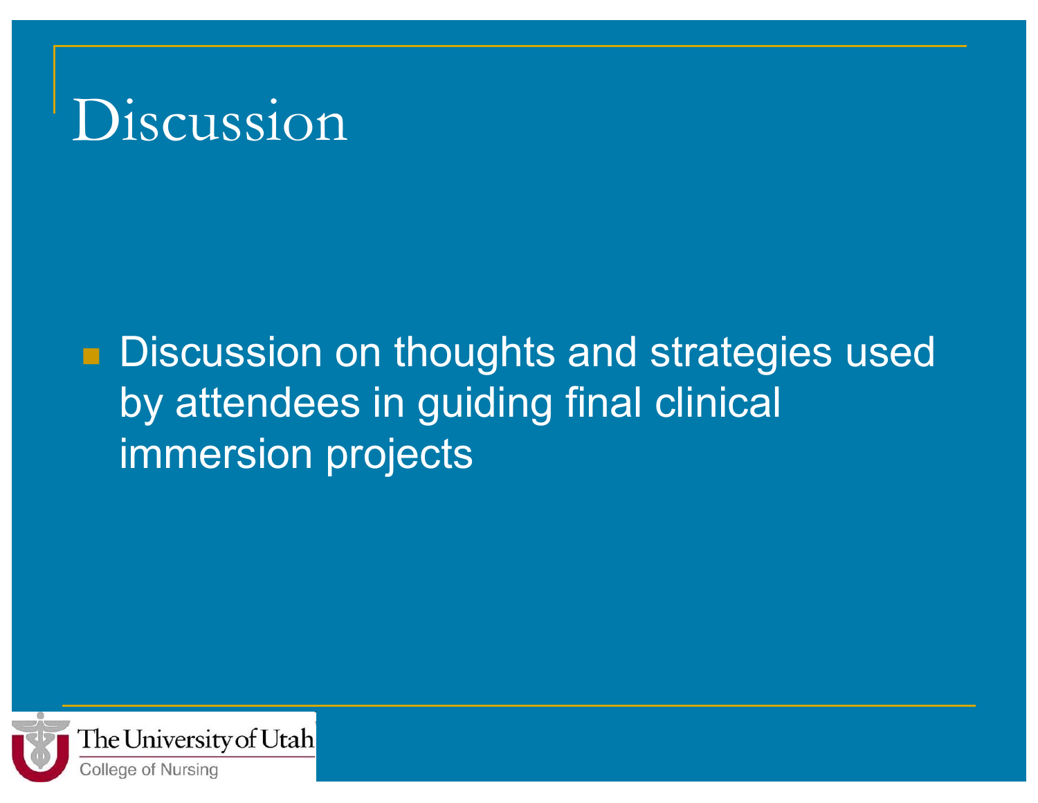# Discussion

- Discussion on thoughts and strategies used by attendees in guiding final clinical immersion projects

The University of Utah
College of Nursing